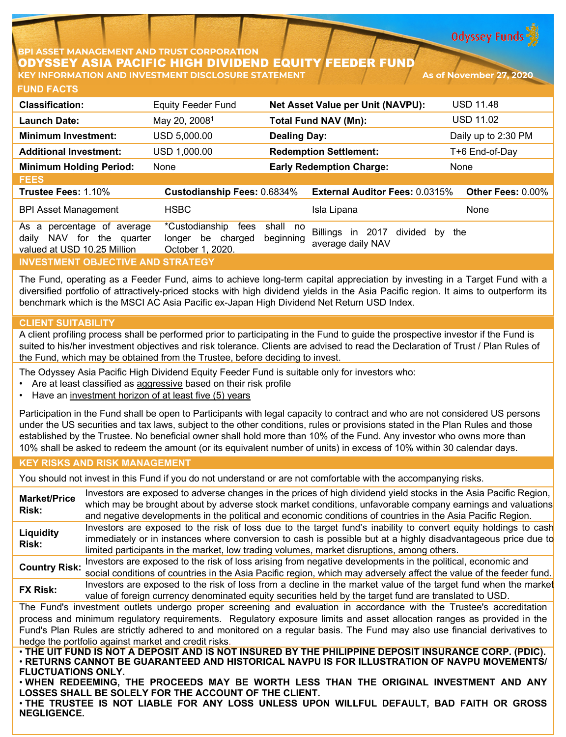BPI ASSET MANAGEMENT AND TRUST CORPORATION

# ODYSSEY ASIA PACIFIC HIGH DIVIDEND EQUITY FEEDER FUND

**KEY INFORMATION AND INVESTMENT DISCLOSURE STATEMENT** As of November 27, 2020

Odyssey Funds

## FUND FACTS

| | | | |
|---|---|---|---|
| **Classification:** | Equity Feeder Fund | **Net Asset Value per Unit (NAVPU):** | USD 11.48 |
| **Launch Date:** | May 20, 2008[1] | **Total Fund NAV (Mn):** | USD 11.02 |
| **Minimum Investment:** | USD 5,000.00 | **Dealing Day:** | Daily up to 2:30 PM |
| **Additional Investment:** | USD 1,000.00 | **Redemption Settlement:** | T+6 End-of-Day |
| **Minimum Holding Period:** | None | **Early Redemption Charge:** | None |

## FEES

| **Trustee Fees:** 1.10% | **Custodianship Fees:** 0.6834% | **External Auditor Fees:** 0.0315% | **Other Fees:** 0.00% |
|---|---|---|---|
| BPI Asset Management | HSBC | Isla Lipana | None |
| As a percentage of average daily NAV for the quarter valued at USD 10.25 Million | *Custodianship fees shall no longer be charged beginning October 1, 2020. | Billings in 2017 divided by the average daily NAV | |

## INVESTMENT OBJECTIVE AND STRATEGY

The Fund, operating as a Feeder Fund, aims to achieve long-term capital appreciation by investing in a Target Fund with a diversified portfolio of attractively-priced stocks with high dividend yields in the Asia Pacific region. It aims to outperform its benchmark which is the MSCI AC Asia Pacific ex-Japan High Dividend Net Return USD Index.

## CLIENT SUITABILITY

A client profiling process shall be performed prior to participating in the Fund to guide the prospective investor if the Fund is suited to his/her investment objectives and risk tolerance. Clients are advised to read the Declaration of Trust / Plan Rules of the Fund, which may be obtained from the Trustee, before deciding to invest.

The Odyssey Asia Pacific High Dividend Equity Feeder Fund is suitable only for investors who:

- Are at least classified as aggressive based on their risk profile
- Have an investment horizon of at least five (5) years

Participation in the Fund shall be open to Participants with legal capacity to contract and who are not considered US persons under the US securities and tax laws, subject to the other conditions, rules or provisions stated in the Plan Rules and those established by the Trustee. No beneficial owner shall hold more than 10% of the Fund. Any investor who owns more than 10% shall be asked to redeem the amount (or its equivalent number of units) in excess of 10% within 30 calendar days.

## KEY RISKS AND RISK MANAGEMENT

You should not invest in this Fund if you do not understand or are not comfortable with the accompanying risks.

| | |
|---|---|
| **Market/Price Risk:** | Investors are exposed to adverse changes in the prices of high dividend yield stocks in the Asia Pacific Region, which may be brought about by adverse stock market conditions, unfavorable company earnings and valuations and negative developments in the political and economic conditions of countries in the Asia Pacific Region. |
| **Liquidity Risk:** | Investors are exposed to the risk of loss due to the target fund's inability to convert equity holdings to cash immediately or in instances where conversion to cash is possible but at a highly disadvantageous price due to limited participants in the market, low trading volumes, market disruptions, among others. |
| **Country Risk:** | Investors are exposed to the risk of loss arising from negative developments in the political, economic and social conditions of countries in the Asia Pacific region, which may adversely affect the value of the feeder fund. |
| **FX Risk:** | Investors are exposed to the risk of loss from a decline in the market value of the target fund when the market value of foreign currency denominated equity securities held by the target fund are translated to USD. |

The Fund's investment outlets undergo proper screening and evaluation in accordance with the Trustee's accreditation process and minimum regulatory requirements. Regulatory exposure limits and asset allocation ranges as provided in the Fund's Plan Rules are strictly adhered to and monitored on a regular basis. The Fund may also use financial derivatives to hedge the portfolio against market and credit risks.

**• THE UIT FUND IS NOT A DEPOSIT AND IS NOT INSURED BY THE PHILIPPINE DEPOSIT INSURANCE CORP. (PDIC).**
**• RETURNS CANNOT BE GUARANTEED AND HISTORICAL NAVPU IS FOR ILLUSTRATION OF NAVPU MOVEMENTS/ FLUCTUATIONS ONLY.**
**• WHEN REDEEMING, THE PROCEEDS MAY BE WORTH LESS THAN THE ORIGINAL INVESTMENT AND ANY LOSSES SHALL BE SOLELY FOR THE ACCOUNT OF THE CLIENT.**
**• THE TRUSTEE IS NOT LIABLE FOR ANY LOSS UNLESS UPON WILLFUL DEFAULT, BAD FAITH OR GROSS NEGLIGENCE.**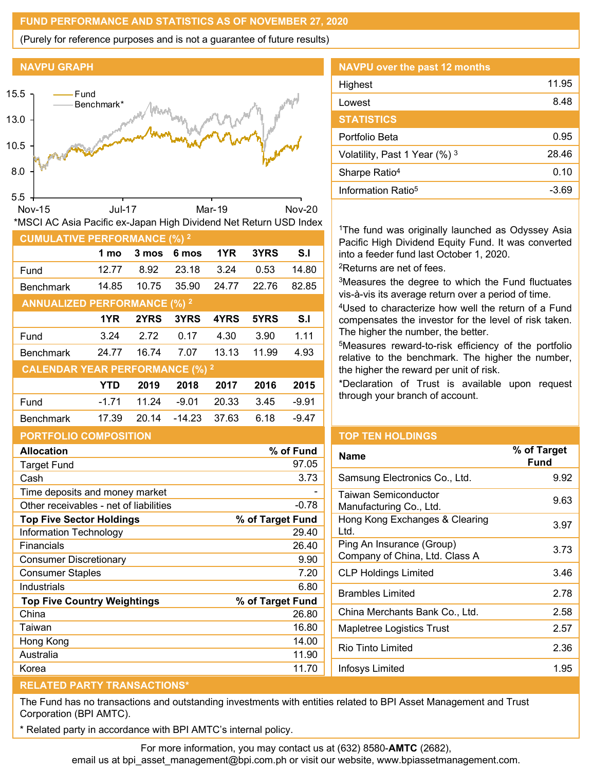## FUND PERFORMANCE AND STATISTICS AS OF NOVEMBER 27, 2020

(Purely for reference purposes and is not a guarantee of future results)

### NAVPU GRAPH

Fund
Benchmark*

15.5
13.0
10.5
8.0
5.5

Nov-15 Jul-17 Mar-19 Nov-20

*MSCI AC Asia Pacific ex-Japan High Dividend Net Return USD Index

### NAVPU over the past 12 months

| | |
|---|---|
| Highest | 11.95 |
| Lowest | 8.48 |

### STATISTICS

| | |
|---|---|
| Portfolio Beta | 0.95 |
| Volatility, Past 1 Year (%) [3] | 28.46 |
| Sharpe Ratio[4] | 0.10 |
| Information Ratio[5] | -3.69 |

### CUMULATIVE PERFORMANCE (%) [2]

| | 1 mo | 3 mos | 6 mos | 1YR | 3YRS | S.I |
|---|---|---|---|---|---|---|
| Fund | 12.77 | 8.92 | 23.18 | 3.24 | 0.53 | 14.80 |
| Benchmark | 14.85 | 10.75 | 35.90 | 24.77 | 22.76 | 82.85 |

### ANNUALIZED PERFORMANCE (%) [2]

| | 1YR | 2YRS | 3YRS | 4YRS | 5YRS | S.I |
|---|---|---|---|---|---|---|
| Fund | 3.24 | 2.72 | 0.17 | 4.30 | 3.90 | 1.11 |
| Benchmark | 24.77 | 16.74 | 7.07 | 13.13 | 11.99 | 4.93 |

### CALENDAR YEAR PERFORMANCE (%) [2]

| | YTD | 2019 | 2018 | 2017 | 2016 | 2015 |
|---|---|---|---|---|---|---|
| Fund | -1.71 | 11.24 | -9.01 | 20.33 | 3.45 | -9.91 |
| Benchmark | 17.39 | 20.14 | -14.23 | 37.63 | 6.18 | -9.47 |

[1]The fund was originally launched as Odyssey Asia Pacific High Dividend Equity Fund. It was converted into a feeder fund last October 1, 2020.

[2]Returns are net of fees.

[3]Measures the degree to which the Fund fluctuates vis-à-vis its average return over a period of time.

[4]Used to characterize how well the return of a Fund compensates the investor for the level of risk taken. The higher the number, the better.

[5]Measures reward-to-risk efficiency of the portfolio relative to the benchmark. The higher the number, the higher the reward per unit of risk.

*Declaration of Trust is available upon request through your branch of account.

### PORTFOLIO COMPOSITION

| **Allocation** | **% of Fund** |
|---|---|
| Target Fund | 97.05 |
| Cash | 3.73 |
| Time deposits and money market | - |
| Other receivables - net of liabilities | -0.78 |
| **Top Five Sector Holdings** | **% of Target Fund** |
| Information Technology | 29.40 |
| Financials | 26.40 |
| Consumer Discretionary | 9.90 |
| Consumer Staples | 7.20 |
| Industrials | 6.80 |
| **Top Five Country Weightings** | **% of Target Fund** |
| China | 26.80 |
| Taiwan | 16.80 |
| Hong Kong | 14.00 |
| Australia | 11.90 |
| Korea | 11.70 |

### TOP TEN HOLDINGS

| Name | % of Target Fund |
|---|---|
| Samsung Electronics Co., Ltd. | 9.92 |
| Taiwan Semiconductor Manufacturing Co., Ltd. | 9.63 |
| Hong Kong Exchanges & Clearing Ltd. | 3.97 |
| Ping An Insurance (Group) Company of China, Ltd. Class A | 3.73 |
| CLP Holdings Limited | 3.46 |
| Brambles Limited | 2.78 |
| China Merchants Bank Co., Ltd. | 2.58 |
| Mapletree Logistics Trust | 2.57 |
| Rio Tinto Limited | 2.36 |
| Infosys Limited | 1.95 |

### RELATED PARTY TRANSACTIONS*

The Fund has no transactions and outstanding investments with entities related to BPI Asset Management and Trust Corporation (BPI AMTC).

* Related party in accordance with BPI AMTC's internal policy.

For more information, you may contact us at (632) 8580-**AMTC** (2682), email us at bpi_asset_management@bpi.com.ph or visit our website, www.bpiassetmanagement.com.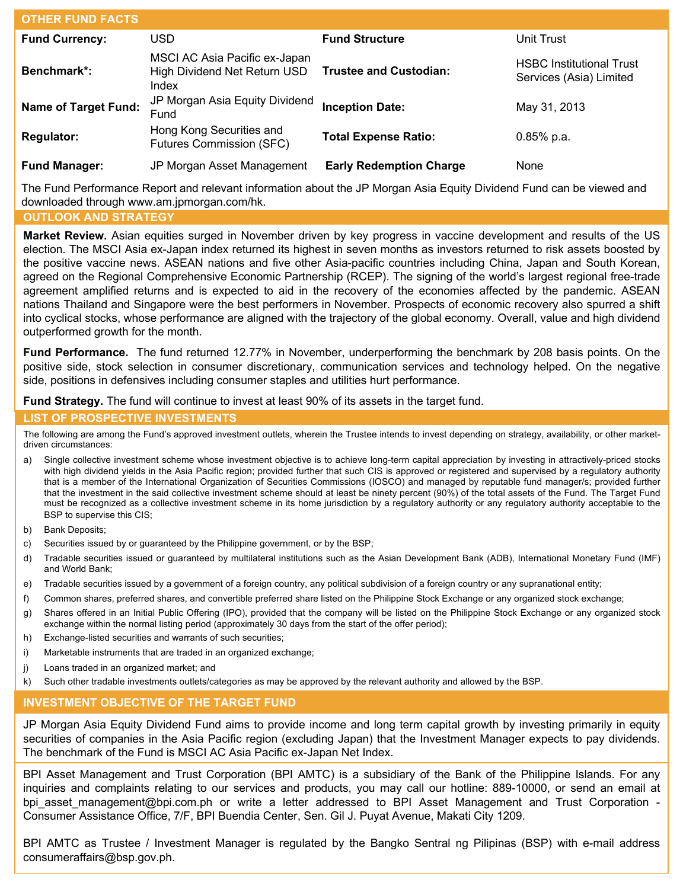## OTHER FUND FACTS

| | | | |
|---|---|---|---|
| **Fund Currency:** | USD | **Fund Structure** | Unit Trust |
| **Benchmark*:** | MSCI AC Asia Pacific ex-Japan High Dividend Net Return USD Index | **Trustee and Custodian:** | HSBC Institutional Trust Services (Asia) Limited |
| **Name of Target Fund:** | JP Morgan Asia Equity Dividend Fund | **Inception Date:** | May 31, 2013 |
| **Regulator:** | Hong Kong Securities and Futures Commission (SFC) | **Total Expense Ratio:** | 0.85% p.a. |
| **Fund Manager:** | JP Morgan Asset Management | **Early Redemption Charge** | None |

The Fund Performance Report and relevant information about the JP Morgan Asia Equity Dividend Fund can be viewed and downloaded through www.am.jpmorgan.com/hk.

## OUTLOOK AND STRATEGY

**Market Review.** Asian equities surged in November driven by key progress in vaccine development and results of the US election. The MSCI Asia ex-Japan index returned its highest in seven months as investors returned to risk assets boosted by the positive vaccine news. ASEAN nations and five other Asia-pacific countries including China, Japan and South Korean, agreed on the Regional Comprehensive Economic Partnership (RCEP). The signing of the world's largest regional free-trade agreement amplified returns and is expected to aid in the recovery of the economies affected by the pandemic. ASEAN nations Thailand and Singapore were the best performers in November. Prospects of economic recovery also spurred a shift into cyclical stocks, whose performance are aligned with the trajectory of the global economy. Overall, value and high dividend outperformed growth for the month.

**Fund Performance.** The fund returned 12.77% in November, underperforming the benchmark by 208 basis points. On the positive side, stock selection in consumer discretionary, communication services and technology helped. On the negative side, positions in defensives including consumer staples and utilities hurt performance.

**Fund Strategy.** The fund will continue to invest at least 90% of its assets in the target fund.

## LIST OF PROSPECTIVE INVESTMENTS

The following are among the Fund's approved investment outlets, wherein the Trustee intends to invest depending on strategy, availability, or other market-driven circumstances:

a) Single collective investment scheme whose investment objective is to achieve long-term capital appreciation by investing in attractively-priced stocks with high dividend yields in the Asia Pacific region; provided further that such CIS is approved or registered and supervised by a regulatory authority that is a member of the International Organization of Securities Commissions (IOSCO) and managed by reputable fund manager/s; provided further that the investment in the said collective investment scheme should at least be ninety percent (90%) of the total assets of the Fund. The Target Fund must be recognized as a collective investment scheme in its home jurisdiction by a regulatory authority or any regulatory authority acceptable to the BSP to supervise this CIS;

b) Bank Deposits;

c) Securities issued by or guaranteed by the Philippine government, or by the BSP;

d) Tradable securities issued or guaranteed by multilateral institutions such as the Asian Development Bank (ADB), International Monetary Fund (IMF) and World Bank;

e) Tradable securities issued by a government of a foreign country, any political subdivision of a foreign country or any supranational entity;

f) Common shares, preferred shares, and convertible preferred share listed on the Philippine Stock Exchange or any organized stock exchange;

g) Shares offered in an Initial Public Offering (IPO), provided that the company will be listed on the Philippine Stock Exchange or any organized stock exchange within the normal listing period (approximately 30 days from the start of the offer period);

h) Exchange-listed securities and warrants of such securities;

i) Marketable instruments that are traded in an organized exchange;

j) Loans traded in an organized market; and

k) Such other tradable investments outlets/categories as may be approved by the relevant authority and allowed by the BSP.

## INVESTMENT OBJECTIVE OF THE TARGET FUND

JP Morgan Asia Equity Dividend Fund aims to provide income and long term capital growth by investing primarily in equity securities of companies in the Asia Pacific region (excluding Japan) that the Investment Manager expects to pay dividends. The benchmark of the Fund is MSCI AC Asia Pacific ex-Japan Net Index.

BPI Asset Management and Trust Corporation (BPI AMTC) is a subsidiary of the Bank of the Philippine Islands. For any inquiries and complaints relating to our services and products, you may call our hotline: 889-10000, or send an email at bpi_asset_management@bpi.com.ph or write a letter addressed to BPI Asset Management and Trust Corporation - Consumer Assistance Office, 7/F, BPI Buendia Center, Sen. Gil J. Puyat Avenue, Makati City 1209.

BPI AMTC as Trustee / Investment Manager is regulated by the Bangko Sentral ng Pilipinas (BSP) with e-mail address consumeraffairs@bsp.gov.ph.